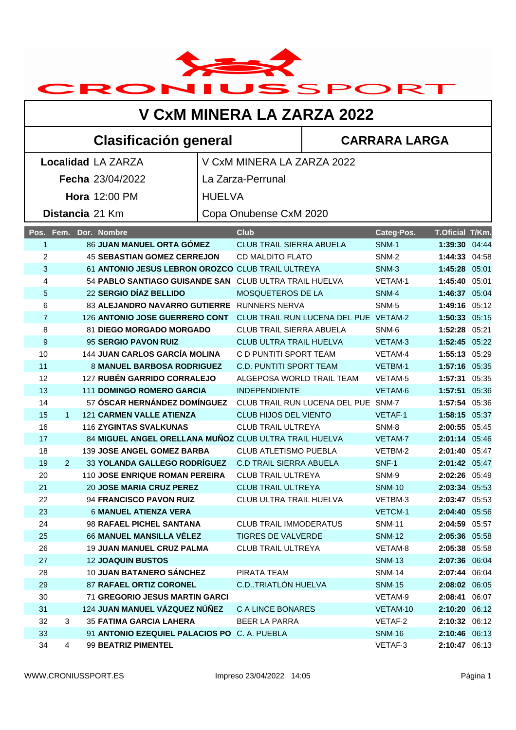# V CxM MINERA LA ZARZA 2022

## Clasificación general

**CARRARA LARGA**

| | |
|---|---|
| **Localidad** LA ZARZA | V CxM MINERA LA ZARZA 2022 |
| **Fecha** 23/04/2022 | La Zarza-Perrunal |
| **Hora** 12:00 PM | HUELVA |
| **Distancia** 21 Km | Copa Onubense CxM 2020 |

| Pos. | Fem. | Dor. | Nombre | Club | Categ·Pos. | T.Oficial | T/Km. |
|---|---|---|---|---|---|---|---|
| 1 | | 86 | **JUAN MANUEL ORTA GÓMEZ** | CLUB TRAIL SIERRA ABUELA | SNM·1 | **1:39:30** | 04:44 |
| 2 | | 45 | **SEBASTIAN GOMEZ CERREJON** | CD MALDITO FLATO | SNM·2 | **1:44:33** | 04:58 |
| 3 | | 61 | **ANTONIO JESUS LEBRON OROZCO** | CLUB TRAIL ULTREYA | SNM·3 | **1:45:28** | 05:01 |
| 4 | | 54 | **PABLO SANTIAGO GUISANDE SAN** | CLUB ULTRA TRAIL HUELVA | VETAM·1 | **1:45:40** | 05:01 |
| 5 | | 22 | **SERGIO DÍAZ BELLIDO** | MOSQUETEROS DE LA | SNM·4 | **1:46:37** | 05:04 |
| 6 | | 83 | **ALEJANDRO NAVARRO GUTIERRE** | RUNNERS NERVA | SNM·5 | **1:49:16** | 05:12 |
| 7 | | 126 | **ANTONIO JOSE GUERRERO CONT** | CLUB TRAIL RUN LUCENA DEL PUE | VETAM·2 | **1:50:33** | 05:15 |
| 8 | | 81 | **DIEGO MORGADO MORGADO** | CLUB TRAIL SIERRA ABUELA | SNM·6 | **1:52:28** | 05:21 |
| 9 | | 95 | **SERGIO PAVON RUIZ** | CLUB ULTRA TRAIL HUELVA | VETAM·3 | **1:52:45** | 05:22 |
| 10 | | 144 | **JUAN CARLOS GARCÍA MOLINA** | C D PUNTITI SPORT TEAM | VETAM·4 | **1:55:13** | 05:29 |
| 11 | | 8 | **MANUEL BARBOSA RODRIGUEZ** | C.D. PUNTITI SPORT TEAM | VETBM·1 | **1:57:16** | 05:35 |
| 12 | | 127 | **RUBÉN GARRIDO CORRALEJO** | ALGEPOSA WORLD TRAIL TEAM | VETAM·5 | **1:57:31** | 05:35 |
| 13 | | 111 | **DOMINGO ROMERO GARCIA** | INDEPENDIENTE | VETAM·6 | **1:57:51** | 05:36 |
| 14 | | 57 | **ÓSCAR HERNÁNDEZ DOMÍNGUEZ** | CLUB TRAIL RUN LUCENA DEL PUE | SNM·7 | **1:57:54** | 05:36 |
| 15 | 1 | 121 | **CARMEN VALLE ATIENZA** | CLUB HIJOS DEL VIENTO | VETAF·1 | **1:58:15** | 05:37 |
| 16 | | 116 | **ZYGINTAS SVALKUNAS** | CLUB TRAIL ULTREYA | SNM·8 | **2:00:55** | 05:45 |
| 17 | | 84 | **MIGUEL ANGEL ORELLANA MUÑOZ** | CLUB ULTRA TRAIL HUELVA | VETAM·7 | **2:01:14** | 05:46 |
| 18 | | 139 | **JOSE ANGEL GOMEZ BARBA** | CLUB ATLETISMO PUEBLA | VETBM·2 | **2:01:40** | 05:47 |
| 19 | 2 | 33 | **YOLANDA GALLEGO RODRÍGUEZ** | C.D TRAIL SIERRA ABUELA | SNF·1 | **2:01:42** | 05:47 |
| 20 | | 110 | **JOSE ENRIQUE ROMAN PEREIRA** | CLUB TRAIL ULTREYA | SNM·9 | **2:02:26** | 05:49 |
| 21 | | 20 | **JOSE MARIA CRUZ PEREZ** | CLUB TRAIL ULTREYA | SNM·10 | **2:03:34** | 05:53 |
| 22 | | 94 | **FRANCISCO PAVON RUIZ** | CLUB ULTRA TRAIL HUELVA | VETBM·3 | **2:03:47** | 05:53 |
| 23 | | 6 | **MANUEL ATIENZA VERA** | | VETCM·1 | **2:04:40** | 05:56 |
| 24 | | 98 | **RAFAEL PICHEL SANTANA** | CLUB TRAIL IMMODERATUS | SNM·11 | **2:04:59** | 05:57 |
| 25 | | 66 | **MANUEL MANSILLA VÉLEZ** | TIGRES DE VALVERDE | SNM·12 | **2:05:36** | 05:58 |
| 26 | | 19 | **JUAN MANUEL CRUZ PALMA** | CLUB TRAIL ULTREYA | VETAM·8 | **2:05:38** | 05:58 |
| 27 | | 12 | **JOAQUIN BUSTOS** | | SNM·13 | **2:07:36** | 06:04 |
| 28 | | 10 | **JUAN BATANERO SÁNCHEZ** | PIRATA TEAM | SNM·14 | **2:07:44** | 06:04 |
| 29 | | 87 | **RAFAEL ORTIZ CORONEL** | C.D..TRIATLÓN HUELVA | SNM·15 | **2:08:02** | 06:05 |
| 30 | | 71 | **GREGORIO JESUS MARTIN GARCI** | | VETAM·9 | **2:08:41** | 06:07 |
| 31 | | 124 | **JUAN MANUEL VÁZQUEZ NÚÑEZ** | C A LINCE BONARES | VETAM·10 | **2:10:20** | 06:12 |
| 32 | 3 | 35 | **FATIMA GARCIA LAHERA** | BEER LA PARRA | VETAF·2 | **2:10:32** | 06:12 |
| 33 | | 91 | **ANTONIO EZEQUIEL PALACIOS PO** | C. A. PUEBLA | SNM·16 | **2:10:46** | 06:13 |
| 34 | 4 | 99 | **BEATRIZ PIMENTEL** | | VETAF·3 | **2:10:47** | 06:13 |

WWW.CRONIUSSPORT.ES Impreso 23/04/2022 14:05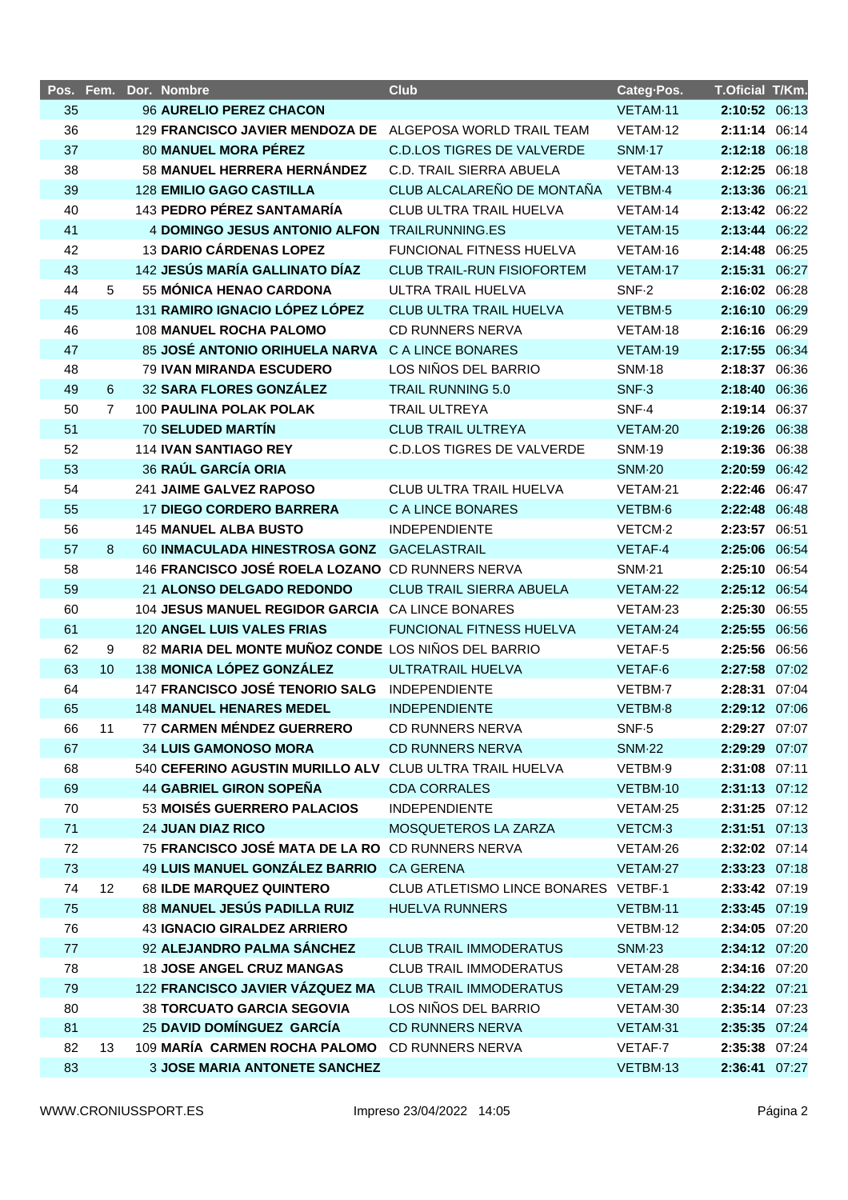| Pos. | Fem. | Dor. | Nombre | Club | Categ·Pos. | T.Oficial | T/Km. |
|---|---|---|---|---|---|---|---|
| 35 | | 96 | **AURELIO PEREZ CHACON** | | VETAM·11 | **2:10:52** | 06:13 |
| 36 | | 129 | **FRANCISCO JAVIER MENDOZA DE** | ALGEPOSA WORLD TRAIL TEAM | VETAM·12 | **2:11:14** | 06:14 |
| 37 | | 80 | **MANUEL MORA PÉREZ** | C.D.LOS TIGRES DE VALVERDE | SNM·17 | **2:12:18** | 06:18 |
| 38 | | 58 | **MANUEL HERRERA HERNÁNDEZ** | C.D. TRAIL SIERRA ABUELA | VETAM·13 | **2:12:25** | 06:18 |
| 39 | | 128 | **EMILIO GAGO CASTILLA** | CLUB ALCALAREÑO DE MONTAÑA | VETBM·4 | **2:13:36** | 06:21 |
| 40 | | 143 | **PEDRO PÉREZ SANTAMARÍA** | CLUB ULTRA TRAIL HUELVA | VETAM·14 | **2:13:42** | 06:22 |
| 41 | | 4 | **DOMINGO JESUS ANTONIO ALFON** | TRAILRUNNING.ES | VETAM·15 | **2:13:44** | 06:22 |
| 42 | | 13 | **DARIO CÁRDENAS LOPEZ** | FUNCIONAL FITNESS HUELVA | VETAM·16 | **2:14:48** | 06:25 |
| 43 | | 142 | **JESÚS MARÍA GALLINATO DÍAZ** | CLUB TRAIL-RUN FISIOFORTEM | VETAM·17 | **2:15:31** | 06:27 |
| 44 | 5 | 55 | **MÓNICA HENAO CARDONA** | ULTRA TRAIL HUELVA | SNF·2 | **2:16:02** | 06:28 |
| 45 | | 131 | **RAMIRO IGNACIO LÓPEZ LÓPEZ** | CLUB ULTRA TRAIL HUELVA | VETBM·5 | **2:16:10** | 06:29 |
| 46 | | 108 | **MANUEL ROCHA PALOMO** | CD RUNNERS NERVA | VETAM·18 | **2:16:16** | 06:29 |
| 47 | | 85 | **JOSÉ ANTONIO ORIHUELA NARVA** | C A LINCE BONARES | VETAM·19 | **2:17:55** | 06:34 |
| 48 | | 79 | **IVAN MIRANDA ESCUDERO** | LOS NIÑOS DEL BARRIO | SNM·18 | **2:18:37** | 06:36 |
| 49 | 6 | 32 | **SARA FLORES GONZÁLEZ** | TRAIL RUNNING 5.0 | SNF·3 | **2:18:40** | 06:36 |
| 50 | 7 | 100 | **PAULINA POLAK POLAK** | TRAIL ULTREYA | SNF·4 | **2:19:14** | 06:37 |
| 51 | | 70 | **SELUDED MARTÍN** | CLUB TRAIL ULTREYA | VETAM·20 | **2:19:26** | 06:38 |
| 52 | | 114 | **IVAN SANTIAGO REY** | C.D.LOS TIGRES DE VALVERDE | SNM·19 | **2:19:36** | 06:38 |
| 53 | | 36 | **RAÚL GARCÍA ORIA** | | SNM·20 | **2:20:59** | 06:42 |
| 54 | | 241 | **JAIME GALVEZ RAPOSO** | CLUB ULTRA TRAIL HUELVA | VETAM·21 | **2:22:46** | 06:47 |
| 55 | | 17 | **DIEGO CORDERO BARRERA** | C A LINCE BONARES | VETBM·6 | **2:22:48** | 06:48 |
| 56 | | 145 | **MANUEL ALBA BUSTO** | INDEPENDIENTE | VETCM·2 | **2:23:57** | 06:51 |
| 57 | 8 | 60 | **INMACULADA HINESTROSA GONZ** | GACELASTRAIL | VETAF·4 | **2:25:06** | 06:54 |
| 58 | | 146 | **FRANCISCO JOSÉ ROELA LOZANO** | CD RUNNERS NERVA | SNM·21 | **2:25:10** | 06:54 |
| 59 | | 21 | **ALONSO DELGADO REDONDO** | CLUB TRAIL SIERRA ABUELA | VETAM·22 | **2:25:12** | 06:54 |
| 60 | | 104 | **JESUS MANUEL REGIDOR GARCIA** | CA LINCE BONARES | VETAM·23 | **2:25:30** | 06:55 |
| 61 | | 120 | **ANGEL LUIS VALES FRIAS** | FUNCIONAL FITNESS HUELVA | VETAM·24 | **2:25:55** | 06:56 |
| 62 | 9 | 82 | **MARIA DEL MONTE MUÑOZ CONDE** | LOS NIÑOS DEL BARRIO | VETAF·5 | **2:25:56** | 06:56 |
| 63 | 10 | 138 | **MONICA LÓPEZ GONZÁLEZ** | ULTRATRAIL HUELVA | VETAF·6 | **2:27:58** | 07:02 |
| 64 | | 147 | **FRANCISCO JOSÉ TENORIO SALG** | INDEPENDIENTE | VETBM·7 | **2:28:31** | 07:04 |
| 65 | | 148 | **MANUEL HENARES MEDEL** | INDEPENDIENTE | VETBM·8 | **2:29:12** | 07:06 |
| 66 | 11 | 77 | **CARMEN MÉNDEZ GUERRERO** | CD RUNNERS NERVA | SNF·5 | **2:29:27** | 07:07 |
| 67 | | 34 | **LUIS GAMONOSO MORA** | CD RUNNERS NERVA | SNM·22 | **2:29:29** | 07:07 |
| 68 | | 540 | **CEFERINO AGUSTIN MURILLO ALV** | CLUB ULTRA TRAIL HUELVA | VETBM·9 | **2:31:08** | 07:11 |
| 69 | | 44 | **GABRIEL GIRON SOPEÑA** | CDA CORRALES | VETBM·10 | **2:31:13** | 07:12 |
| 70 | | 53 | **MOISÉS GUERRERO PALACIOS** | INDEPENDIENTE | VETAM·25 | **2:31:25** | 07:12 |
| 71 | | 24 | **JUAN DIAZ RICO** | MOSQUETEROS LA ZARZA | VETCM·3 | **2:31:51** | 07:13 |
| 72 | | 75 | **FRANCISCO JOSÉ MATA DE LA RO** | CD RUNNERS NERVA | VETAM·26 | **2:32:02** | 07:14 |
| 73 | | 49 | **LUIS MANUEL GONZÁLEZ BARRIO** | CA GERENA | VETAM·27 | **2:33:23** | 07:18 |
| 74 | 12 | 68 | **ILDE MARQUEZ QUINTERO** | CLUB ATLETISMO LINCE BONARES | VETBF·1 | **2:33:42** | 07:19 |
| 75 | | 88 | **MANUEL JESÚS PADILLA RUIZ** | HUELVA RUNNERS | VETBM·11 | **2:33:45** | 07:19 |
| 76 | | 43 | **IGNACIO GIRALDEZ ARRIERO** | | VETBM·12 | **2:34:05** | 07:20 |
| 77 | | 92 | **ALEJANDRO PALMA SÁNCHEZ** | CLUB TRAIL IMMODERATUS | SNM·23 | **2:34:12** | 07:20 |
| 78 | | 18 | **JOSE ANGEL CRUZ MANGAS** | CLUB TRAIL IMMODERATUS | VETAM·28 | **2:34:16** | 07:20 |
| 79 | | 122 | **FRANCISCO JAVIER VÁZQUEZ MA** | CLUB TRAIL IMMODERATUS | VETAM·29 | **2:34:22** | 07:21 |
| 80 | | 38 | **TORCUATO GARCIA SEGOVIA** | LOS NIÑOS DEL BARRIO | VETAM·30 | **2:35:14** | 07:23 |
| 81 | | 25 | **DAVID DOMÍNGUEZ GARCÍA** | CD RUNNERS NERVA | VETAM·31 | **2:35:35** | 07:24 |
| 82 | 13 | 109 | **MARÍA CARMEN ROCHA PALOMO** | CD RUNNERS NERVA | VETAF·7 | **2:35:38** | 07:24 |
| 83 | | 3 | **JOSE MARIA ANTONETE SANCHEZ** | | VETBM·13 | **2:36:41** | 07:27 |

WWW.CRONIUSSPORT.ES Impreso 23/04/2022 14:05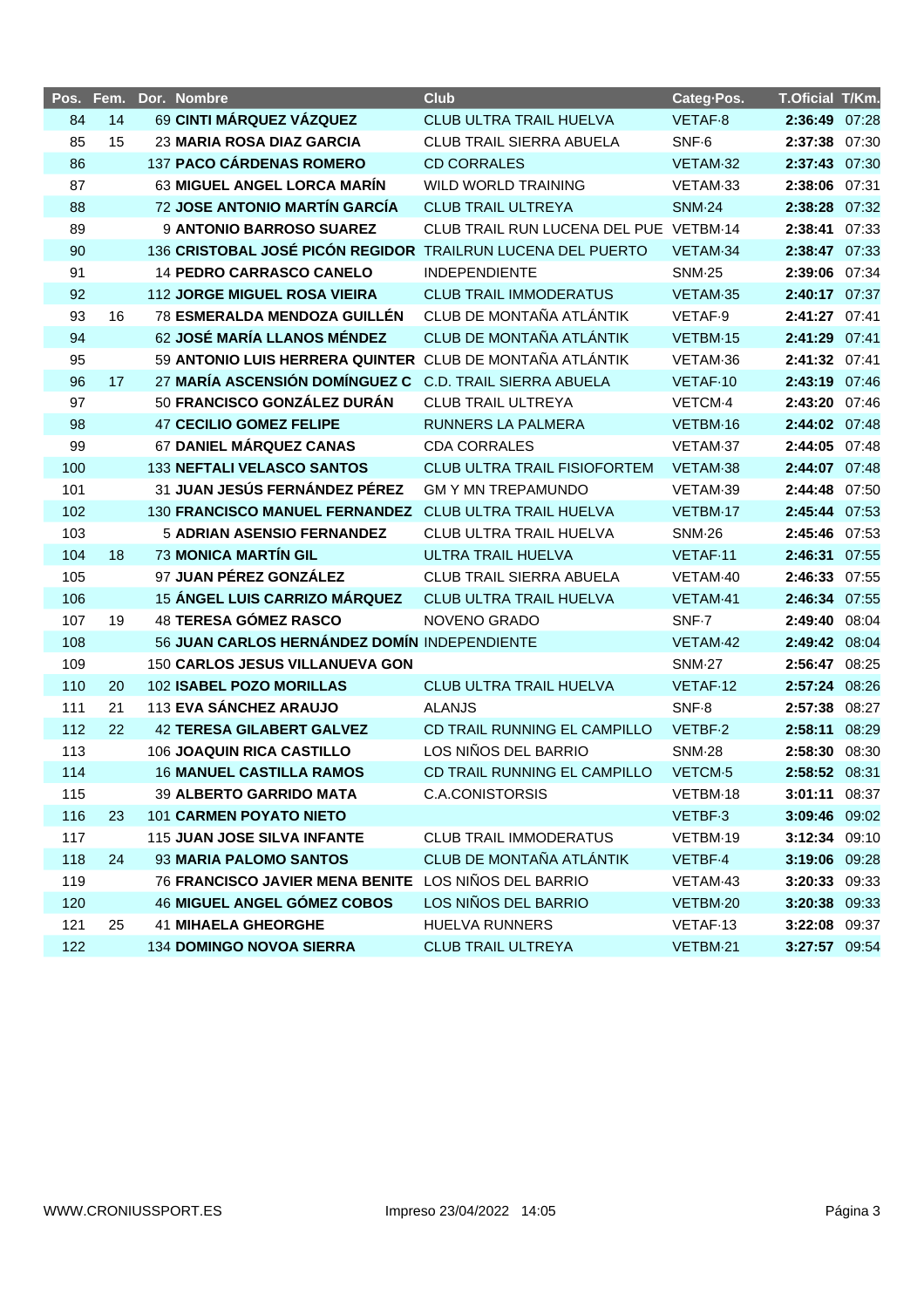| Pos. | Fem. | Dor. | Nombre | Club | Categ·Pos. | T.Oficial | T/Km. |
|---|---|---|---|---|---|---|---|
| 84 | 14 | 69 | **CINTI MÁRQUEZ VÁZQUEZ** | CLUB ULTRA TRAIL HUELVA | VETAF·8 | **2:36:49** | 07:28 |
| 85 | 15 | 23 | **MARIA ROSA DIAZ GARCIA** | CLUB TRAIL SIERRA ABUELA | SNF·6 | **2:37:38** | 07:30 |
| 86 | | 137 | **PACO CÁRDENAS ROMERO** | CD CORRALES | VETAM·32 | **2:37:43** | 07:30 |
| 87 | | 63 | **MIGUEL ANGEL LORCA MARÍN** | WILD WORLD TRAINING | VETAM·33 | **2:38:06** | 07:31 |
| 88 | | 72 | **JOSE ANTONIO MARTÍN GARCÍA** | CLUB TRAIL ULTREYA | SNM·24 | **2:38:28** | 07:32 |
| 89 | | 9 | **ANTONIO BARROSO SUAREZ** | CLUB TRAIL RUN LUCENA DEL PUE | VETBM·14 | **2:38:41** | 07:33 |
| 90 | | 136 | **CRISTOBAL JOSÉ PICÓN REGIDOR** | TRAILRUN LUCENA DEL PUERTO | VETAM·34 | **2:38:47** | 07:33 |
| 91 | | 14 | **PEDRO CARRASCO CANELO** | INDEPENDIENTE | SNM·25 | **2:39:06** | 07:34 |
| 92 | | 112 | **JORGE MIGUEL ROSA VIEIRA** | CLUB TRAIL IMMODERATUS | VETAM·35 | **2:40:17** | 07:37 |
| 93 | 16 | 78 | **ESMERALDA MENDOZA GUILLÉN** | CLUB DE MONTAÑA ATLÁNTIK | VETAF·9 | **2:41:27** | 07:41 |
| 94 | | 62 | **JOSÉ MARÍA LLANOS MÉNDEZ** | CLUB DE MONTAÑA ATLÁNTIK | VETBM·15 | **2:41:29** | 07:41 |
| 95 | | 59 | **ANTONIO LUIS HERRERA QUINTER** | CLUB DE MONTAÑA ATLÁNTIK | VETAM·36 | **2:41:32** | 07:41 |
| 96 | 17 | 27 | **MARÍA ASCENSIÓN DOMÍNGUEZ C** | C.D. TRAIL SIERRA ABUELA | VETAF·10 | **2:43:19** | 07:46 |
| 97 | | 50 | **FRANCISCO GONZÁLEZ DURÁN** | CLUB TRAIL ULTREYA | VETCM·4 | **2:43:20** | 07:46 |
| 98 | | 47 | **CECILIO GOMEZ FELIPE** | RUNNERS LA PALMERA | VETBM·16 | **2:44:02** | 07:48 |
| 99 | | 67 | **DANIEL MÁRQUEZ CANAS** | CDA CORRALES | VETAM·37 | **2:44:05** | 07:48 |
| 100 | | 133 | **NEFTALI VELASCO SANTOS** | CLUB ULTRA TRAIL FISIOFORTEM | VETAM·38 | **2:44:07** | 07:48 |
| 101 | | 31 | **JUAN JESÚS FERNÁNDEZ PÉREZ** | GM Y MN TREPAMUNDO | VETAM·39 | **2:44:48** | 07:50 |
| 102 | | 130 | **FRANCISCO MANUEL FERNANDEZ** | CLUB ULTRA TRAIL HUELVA | VETBM·17 | **2:45:44** | 07:53 |
| 103 | | 5 | **ADRIAN ASENSIO FERNANDEZ** | CLUB ULTRA TRAIL HUELVA | SNM·26 | **2:45:46** | 07:53 |
| 104 | 18 | 73 | **MONICA MARTÍN GIL** | ULTRA TRAIL HUELVA | VETAF·11 | **2:46:31** | 07:55 |
| 105 | | 97 | **JUAN PÉREZ GONZÁLEZ** | CLUB TRAIL SIERRA ABUELA | VETAM·40 | **2:46:33** | 07:55 |
| 106 | | 15 | **ÁNGEL LUIS CARRIZO MÁRQUEZ** | CLUB ULTRA TRAIL HUELVA | VETAM·41 | **2:46:34** | 07:55 |
| 107 | 19 | 48 | **TERESA GÓMEZ RASCO** | NOVENO GRADO | SNF·7 | **2:49:40** | 08:04 |
| 108 | | 56 | **JUAN CARLOS HERNÁNDEZ DOMÍN** | INDEPENDIENTE | VETAM·42 | **2:49:42** | 08:04 |
| 109 | | 150 | **CARLOS JESUS VILLANUEVA GON** | | SNM·27 | **2:56:47** | 08:25 |
| 110 | 20 | 102 | **ISABEL POZO MORILLAS** | CLUB ULTRA TRAIL HUELVA | VETAF·12 | **2:57:24** | 08:26 |
| 111 | 21 | 113 | **EVA SÁNCHEZ ARAUJO** | ALANJS | SNF·8 | **2:57:38** | 08:27 |
| 112 | 22 | 42 | **TERESA GILABERT GALVEZ** | CD TRAIL RUNNING EL CAMPILLO | VETBF·2 | **2:58:11** | 08:29 |
| 113 | | 106 | **JOAQUIN RICA CASTILLO** | LOS NIÑOS DEL BARRIO | SNM·28 | **2:58:30** | 08:30 |
| 114 | | 16 | **MANUEL CASTILLA RAMOS** | CD TRAIL RUNNING EL CAMPILLO | VETCM·5 | **2:58:52** | 08:31 |
| 115 | | 39 | **ALBERTO GARRIDO MATA** | C.A.CONISTORSIS | VETBM·18 | **3:01:11** | 08:37 |
| 116 | 23 | 101 | **CARMEN POYATO NIETO** | | VETBF·3 | **3:09:46** | 09:02 |
| 117 | | 115 | **JUAN JOSE SILVA INFANTE** | CLUB TRAIL IMMODERATUS | VETBM·19 | **3:12:34** | 09:10 |
| 118 | 24 | 93 | **MARIA PALOMO SANTOS** | CLUB DE MONTAÑA ATLÁNTIK | VETBF·4 | **3:19:06** | 09:28 |
| 119 | | 76 | **FRANCISCO JAVIER MENA BENITE** | LOS NIÑOS DEL BARRIO | VETAM·43 | **3:20:33** | 09:33 |
| 120 | | 46 | **MIGUEL ANGEL GÓMEZ COBOS** | LOS NIÑOS DEL BARRIO | VETBM·20 | **3:20:38** | 09:33 |
| 121 | 25 | 41 | **MIHAELA GHEORGHE** | HUELVA RUNNERS | VETAF·13 | **3:22:08** | 09:37 |
| 122 | | 134 | **DOMINGO NOVOA SIERRA** | CLUB TRAIL ULTREYA | VETBM·21 | **3:27:57** | 09:54 |

WWW.CRONIUSSPORT.ES    Impreso 23/04/2022 14:05